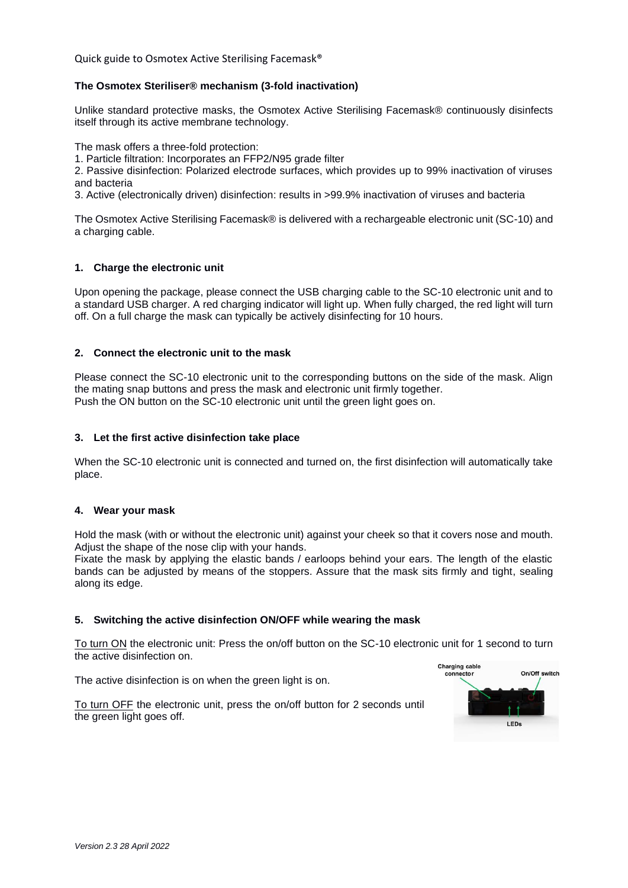Quick guide to Osmotex Active Sterilising Facemask®

**The Osmotex Steriliser® mechanism (3-fold inactivation)**

Unlike standard protective masks, the Osmotex Active Sterilising Facemask® continuously disinfects itself through its active membrane technology.

The mask offers a three-fold protection:

1. Particle filtration: Incorporates an FFP2/N95 grade filter
2. Passive disinfection: Polarized electrode surfaces, which provides up to 99% inactivation of viruses and bacteria
3. Active (electronically driven) disinfection: results in >99.9% inactivation of viruses and bacteria

The Osmotex Active Sterilising Facemask® is delivered with a rechargeable electronic unit (SC-10) and a charging cable.

## 1. Charge the electronic unit

Upon opening the package, please connect the USB charging cable to the SC-10 electronic unit and to a standard USB charger. A red charging indicator will light up. When fully charged, the red light will turn off. On a full charge the mask can typically be actively disinfecting for 10 hours.

## 2. Connect the electronic unit to the mask

Please connect the SC-10 electronic unit to the corresponding buttons on the side of the mask. Align the mating snap buttons and press the mask and electronic unit firmly together.
Push the ON button on the SC-10 electronic unit until the green light goes on.

## 3. Let the first active disinfection take place

When the SC-10 electronic unit is connected and turned on, the first disinfection will automatically take place.

## 4. Wear your mask

Hold the mask (with or without the electronic unit) against your cheek so that it covers nose and mouth. Adjust the shape of the nose clip with your hands.
Fixate the mask by applying the elastic bands / earloops behind your ears. The length of the elastic bands can be adjusted by means of the stoppers. Assure that the mask sits firmly and tight, sealing along its edge.

## 5. Switching the active disinfection ON/OFF while wearing the mask

To turn ON the electronic unit: Press the on/off button on the SC-10 electronic unit for 1 second to turn the active disinfection on.

The active disinfection is on when the green light is on.

To turn OFF the electronic unit, press the on/off button for 2 seconds until the green light goes off.

Charging cable connector | On/Off switch | LEDs

*Version 2.3 28 April 2022*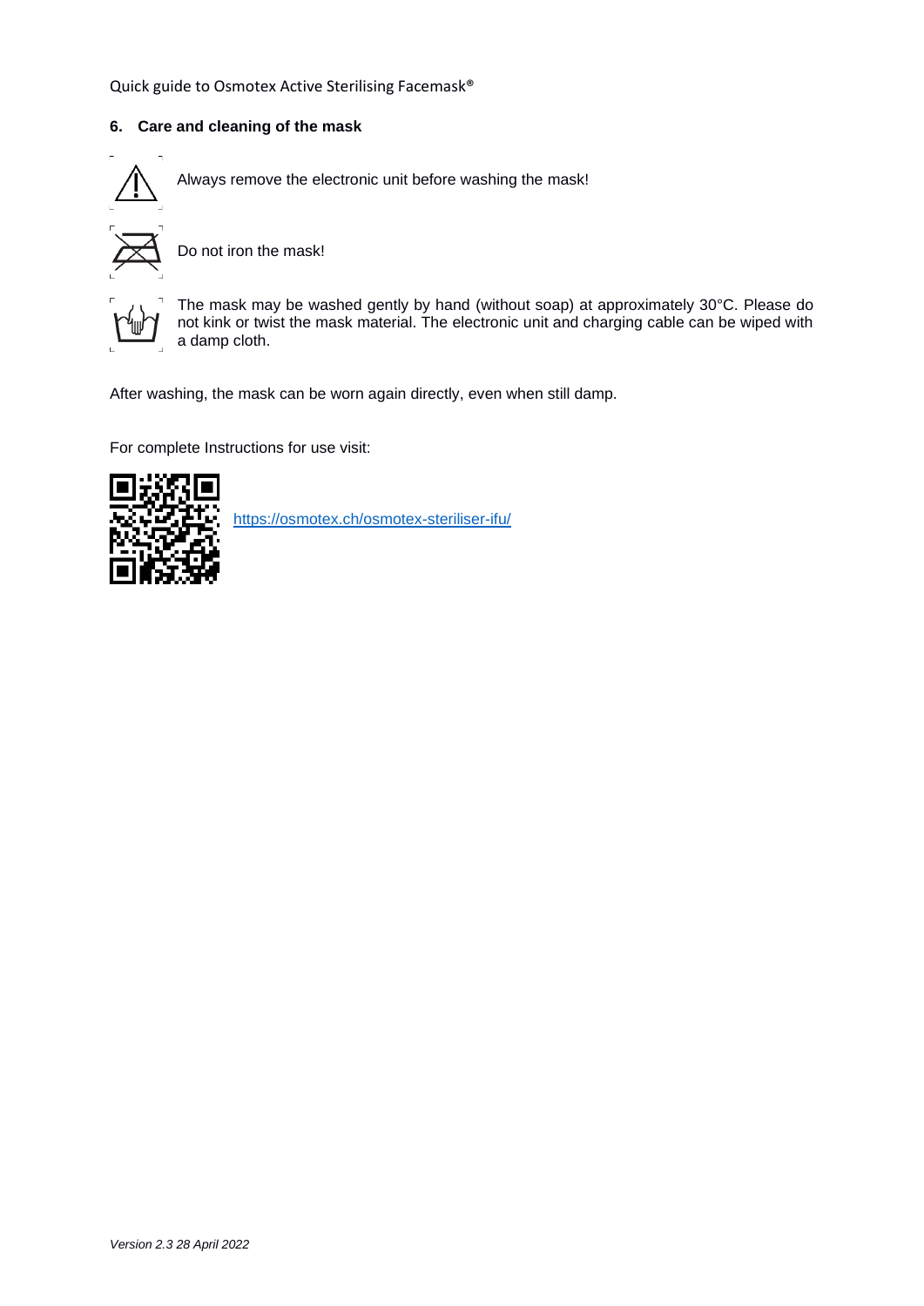## 6. Care and cleaning of the mask

Always remove the electronic unit before washing the mask!

Do not iron the mask!

The mask may be washed gently by hand (without soap) at approximately 30°C. Please do not kink or twist the mask material. The electronic unit and charging cable can be wiped with a damp cloth.

After washing, the mask can be worn again directly, even when still damp.

For complete Instructions for use visit:

https://osmotex.ch/osmotex-steriliser-ifu/

*Version 2.3 28 April 2022*